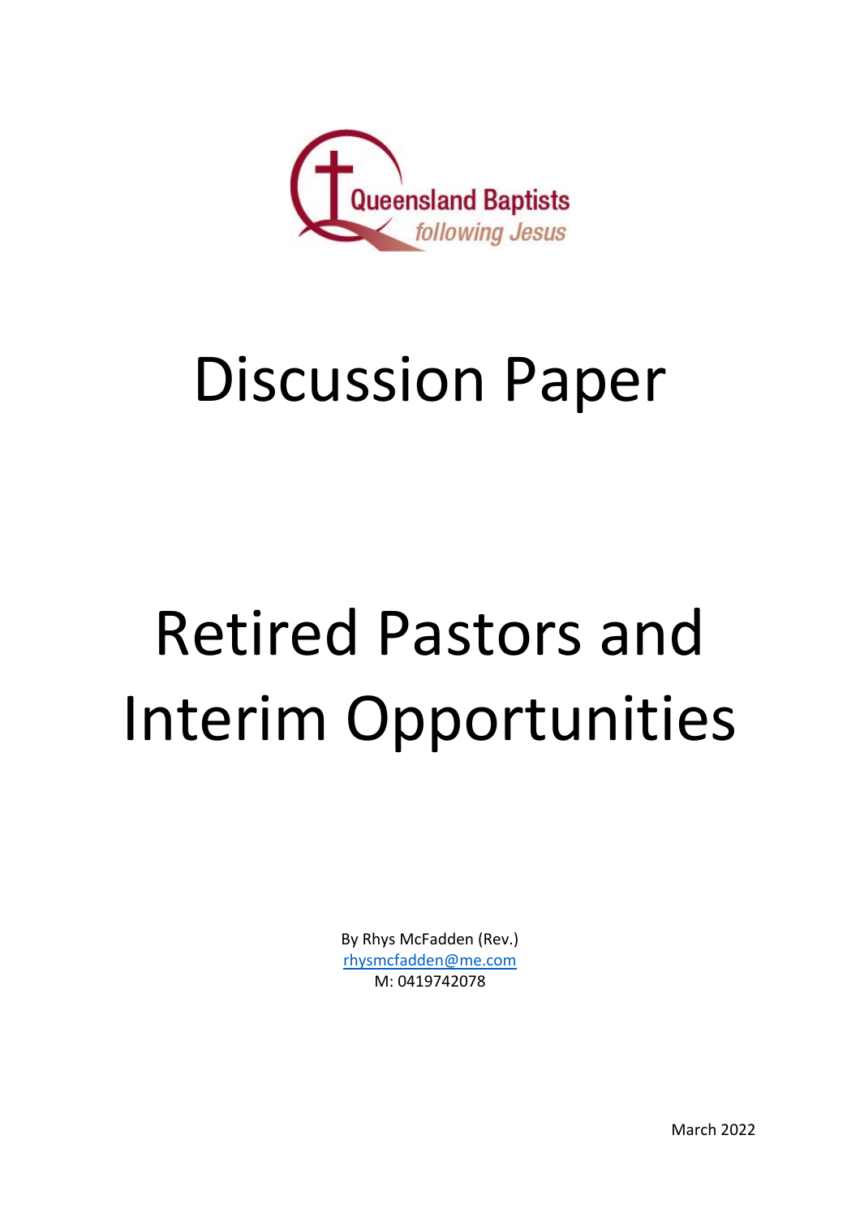Queensland Baptists

*following Jesus*

# Discussion Paper

# Retired Pastors and Interim Opportunities

By Rhys McFadden (Rev.)
rhysmcfadden@me.com
M: 0419742078

March 2022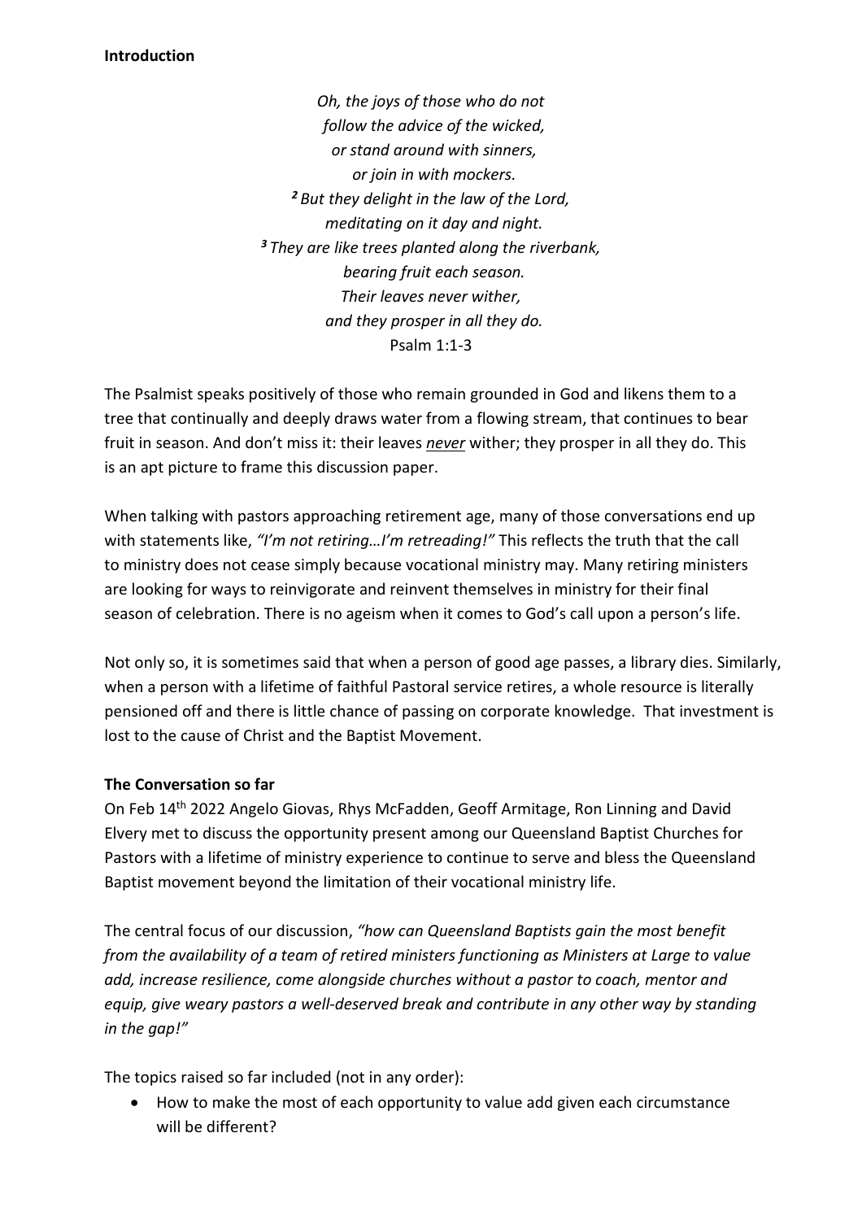**Introduction**

*Oh, the joys of those who do not*
*follow the advice of the wicked,*
*or stand around with sinners,*
*or join in with mockers.*
[2] *But they delight in the law of the Lord,*
*meditating on it day and night.*
[3] *They are like trees planted along the riverbank,*
*bearing fruit each season.*
*Their leaves never wither,*
*and they prosper in all they do.*
Psalm 1:1-3

The Psalmist speaks positively of those who remain grounded in God and likens them to a tree that continually and deeply draws water from a flowing stream, that continues to bear fruit in season. And don't miss it: their leaves <u>*never*</u> wither; they prosper in all they do. This is an apt picture to frame this discussion paper.

When talking with pastors approaching retirement age, many of those conversations end up with statements like, *"I'm not retiring…I'm retreading!"* This reflects the truth that the call to ministry does not cease simply because vocational ministry may. Many retiring ministers are looking for ways to reinvigorate and reinvent themselves in ministry for their final season of celebration. There is no ageism when it comes to God's call upon a person's life.

Not only so, it is sometimes said that when a person of good age passes, a library dies. Similarly, when a person with a lifetime of faithful Pastoral service retires, a whole resource is literally pensioned off and there is little chance of passing on corporate knowledge. That investment is lost to the cause of Christ and the Baptist Movement.

**The Conversation so far**

On Feb 14th 2022 Angelo Giovas, Rhys McFadden, Geoff Armitage, Ron Linning and David Elvery met to discuss the opportunity present among our Queensland Baptist Churches for Pastors with a lifetime of ministry experience to continue to serve and bless the Queensland Baptist movement beyond the limitation of their vocational ministry life.

The central focus of our discussion, *"how can Queensland Baptists gain the most benefit from the availability of a team of retired ministers functioning as Ministers at Large to value add, increase resilience, come alongside churches without a pastor to coach, mentor and equip, give weary pastors a well-deserved break and contribute in any other way by standing in the gap!"*

The topics raised so far included (not in any order):

- How to make the most of each opportunity to value add given each circumstance will be different?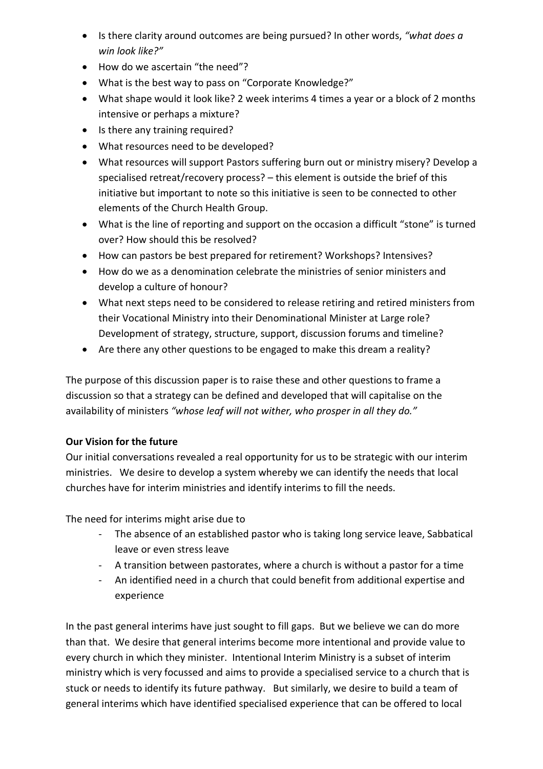- Is there clarity around outcomes are being pursued? In other words, *"what does a win look like?"*
- How do we ascertain "the need"?
- What is the best way to pass on "Corporate Knowledge?"
- What shape would it look like? 2 week interims 4 times a year or a block of 2 months intensive or perhaps a mixture?
- Is there any training required?
- What resources need to be developed?
- What resources will support Pastors suffering burn out or ministry misery? Develop a specialised retreat/recovery process? – this element is outside the brief of this initiative but important to note so this initiative is seen to be connected to other elements of the Church Health Group.
- What is the line of reporting and support on the occasion a difficult "stone" is turned over? How should this be resolved?
- How can pastors be best prepared for retirement? Workshops? Intensives?
- How do we as a denomination celebrate the ministries of senior ministers and develop a culture of honour?
- What next steps need to be considered to release retiring and retired ministers from their Vocational Ministry into their Denominational Minister at Large role? Development of strategy, structure, support, discussion forums and timeline?
- Are there any other questions to be engaged to make this dream a reality?

The purpose of this discussion paper is to raise these and other questions to frame a discussion so that a strategy can be defined and developed that will capitalise on the availability of ministers *"whose leaf will not wither, who prosper in all they do."*

**Our Vision for the future**

Our initial conversations revealed a real opportunity for us to be strategic with our interim ministries. We desire to develop a system whereby we can identify the needs that local churches have for interim ministries and identify interims to fill the needs.

The need for interims might arise due to

- The absence of an established pastor who is taking long service leave, Sabbatical leave or even stress leave
- A transition between pastorates, where a church is without a pastor for a time
- An identified need in a church that could benefit from additional expertise and experience

In the past general interims have just sought to fill gaps. But we believe we can do more than that. We desire that general interims become more intentional and provide value to every church in which they minister. Intentional Interim Ministry is a subset of interim ministry which is very focussed and aims to provide a specialised service to a church that is stuck or needs to identify its future pathway. But similarly, we desire to build a team of general interims which have identified specialised experience that can be offered to local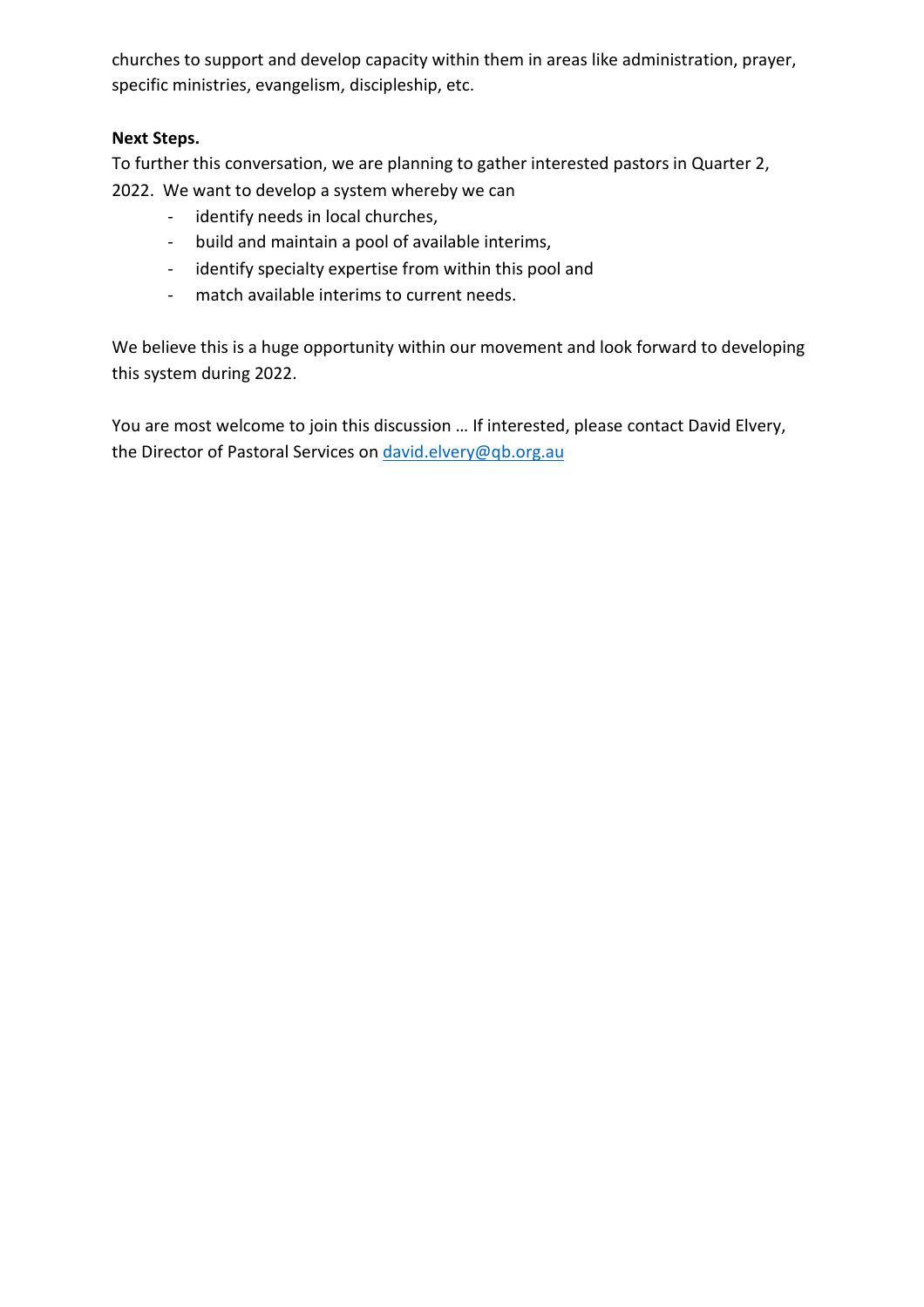churches to support and develop capacity within them in areas like administration, prayer, specific ministries, evangelism, discipleship, etc.

**Next Steps.**

To further this conversation, we are planning to gather interested pastors in Quarter 2, 2022. We want to develop a system whereby we can

- identify needs in local churches,
- build and maintain a pool of available interims,
- identify specialty expertise from within this pool and
- match available interims to current needs.

We believe this is a huge opportunity within our movement and look forward to developing this system during 2022.

You are most welcome to join this discussion … If interested, please contact David Elvery, the Director of Pastoral Services on [david.elvery@qb.org.au](mailto:david.elvery@qb.org.au)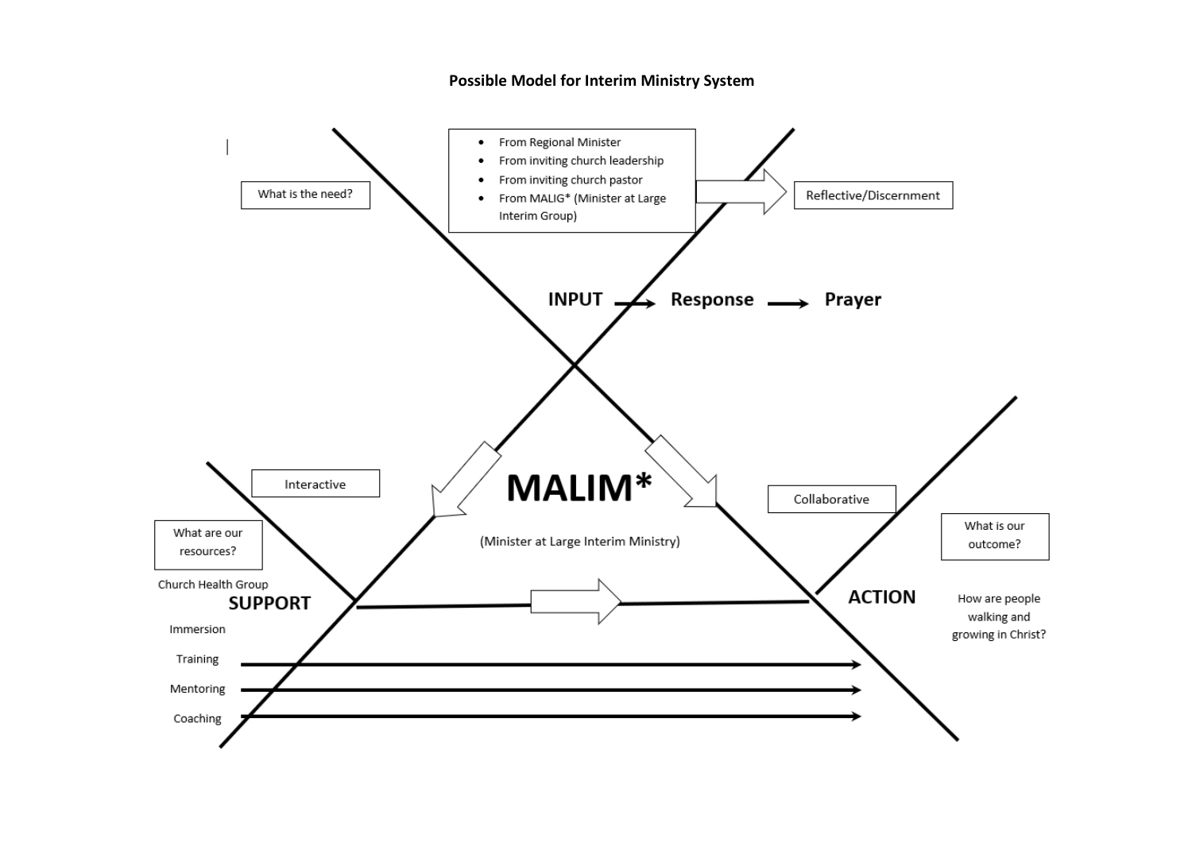# Possible Model for Interim Ministry System

What is the need?

- From Regional Minister
- From inviting church leadership
- From inviting church pastor
- From MALIG* (Minister at Large Interim Group)

Reflective/Discernment

INPUT → Response → Prayer

Interactive

Collaborative

MALIM*

(Minister at Large Interim Ministry)

What are our resources?

Church Health Group

SUPPORT

Immersion

Training

Mentoring

Coaching

ACTION

What is our outcome?

How are people walking and growing in Christ?